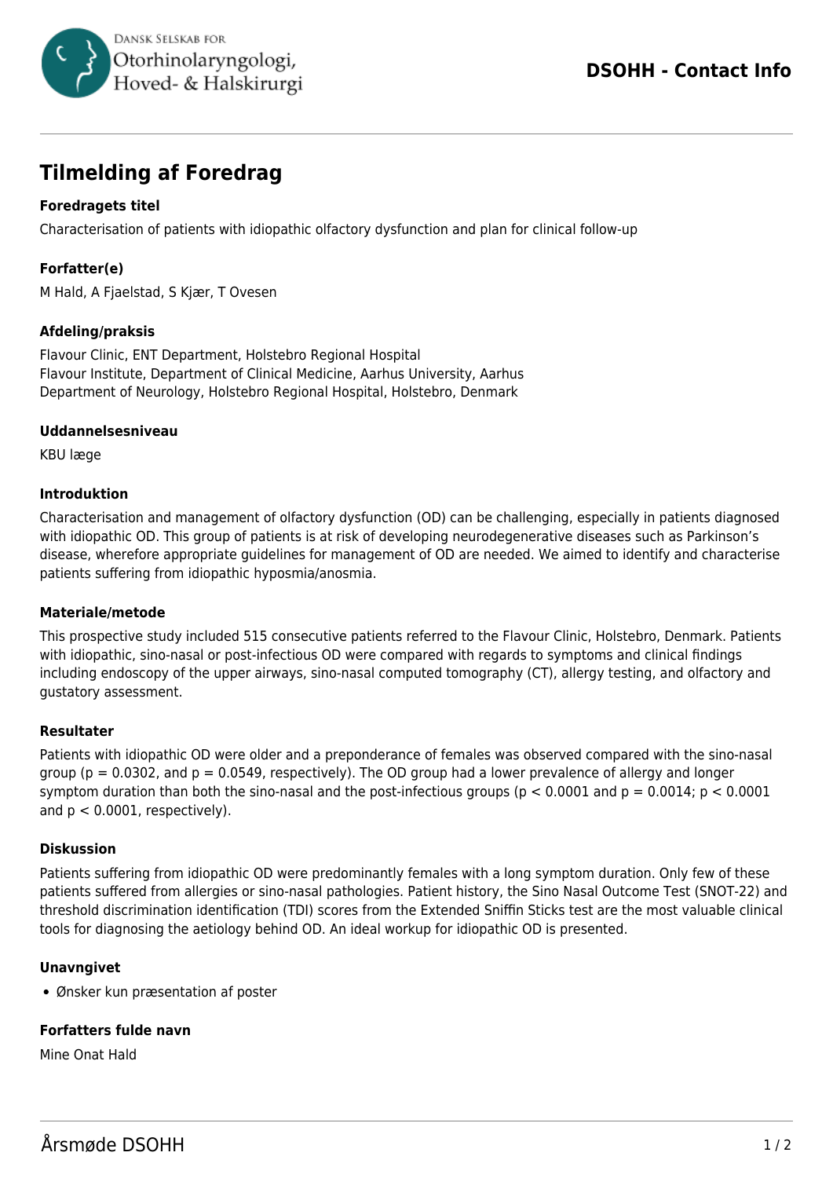# Tilmelding af Foredrag

**Foredragets titel**

Characterisation of patients with idiopathic olfactory dysfunction and plan for clinical follow-up

**Forfatter(e)**

M Hald, A Fjaelstad, S Kjær, T Ovesen

**Afdeling/praksis**

Flavour Clinic, ENT Department, Holstebro Regional Hospital
Flavour Institute, Department of Clinical Medicine, Aarhus University, Aarhus
Department of Neurology, Holstebro Regional Hospital, Holstebro, Denmark

**Uddannelsesniveau**

KBU læge

**Introduktion**

Characterisation and management of olfactory dysfunction (OD) can be challenging, especially in patients diagnosed with idiopathic OD. This group of patients is at risk of developing neurodegenerative diseases such as Parkinson's disease, wherefore appropriate guidelines for management of OD are needed. We aimed to identify and characterise patients suffering from idiopathic hyposmia/anosmia.

**Materiale/metode**

This prospective study included 515 consecutive patients referred to the Flavour Clinic, Holstebro, Denmark. Patients with idiopathic, sino-nasal or post-infectious OD were compared with regards to symptoms and clinical findings including endoscopy of the upper airways, sino-nasal computed tomography (CT), allergy testing, and olfactory and gustatory assessment.

**Resultater**

Patients with idiopathic OD were older and a preponderance of females was observed compared with the sino-nasal group ($p = 0.0302$, and $p = 0.0549$, respectively). The OD group had a lower prevalence of allergy and longer symptom duration than both the sino-nasal and the post-infectious groups ($p < 0.0001$ and $p = 0.0014$; $p < 0.0001$ and $p < 0.0001$, respectively).

**Diskussion**

Patients suffering from idiopathic OD were predominantly females with a long symptom duration. Only few of these patients suffered from allergies or sino-nasal pathologies. Patient history, the Sino Nasal Outcome Test (SNOT-22) and threshold discrimination identification (TDI) scores from the Extended Sniffin Sticks test are the most valuable clinical tools for diagnosing the aetiology behind OD. An ideal workup for idiopathic OD is presented.

**Unavngivet**

- Ønsker kun præsentation af poster

**Forfatters fulde navn**

Mine Onat Hald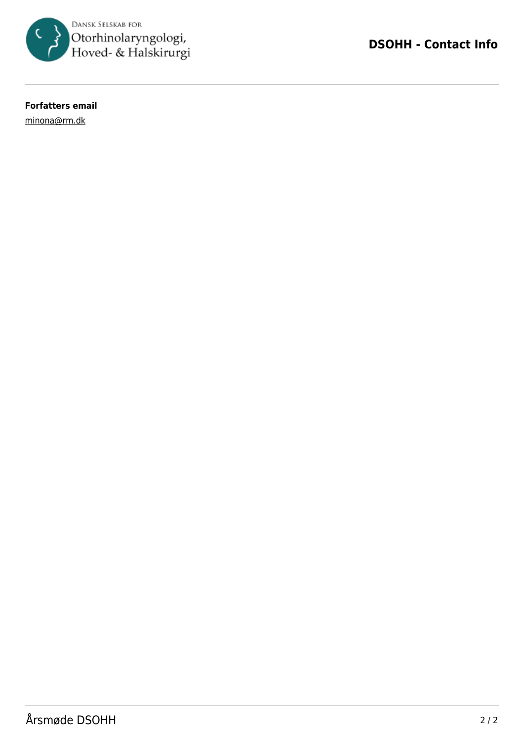**Forfatters email**

minona@rm.dk